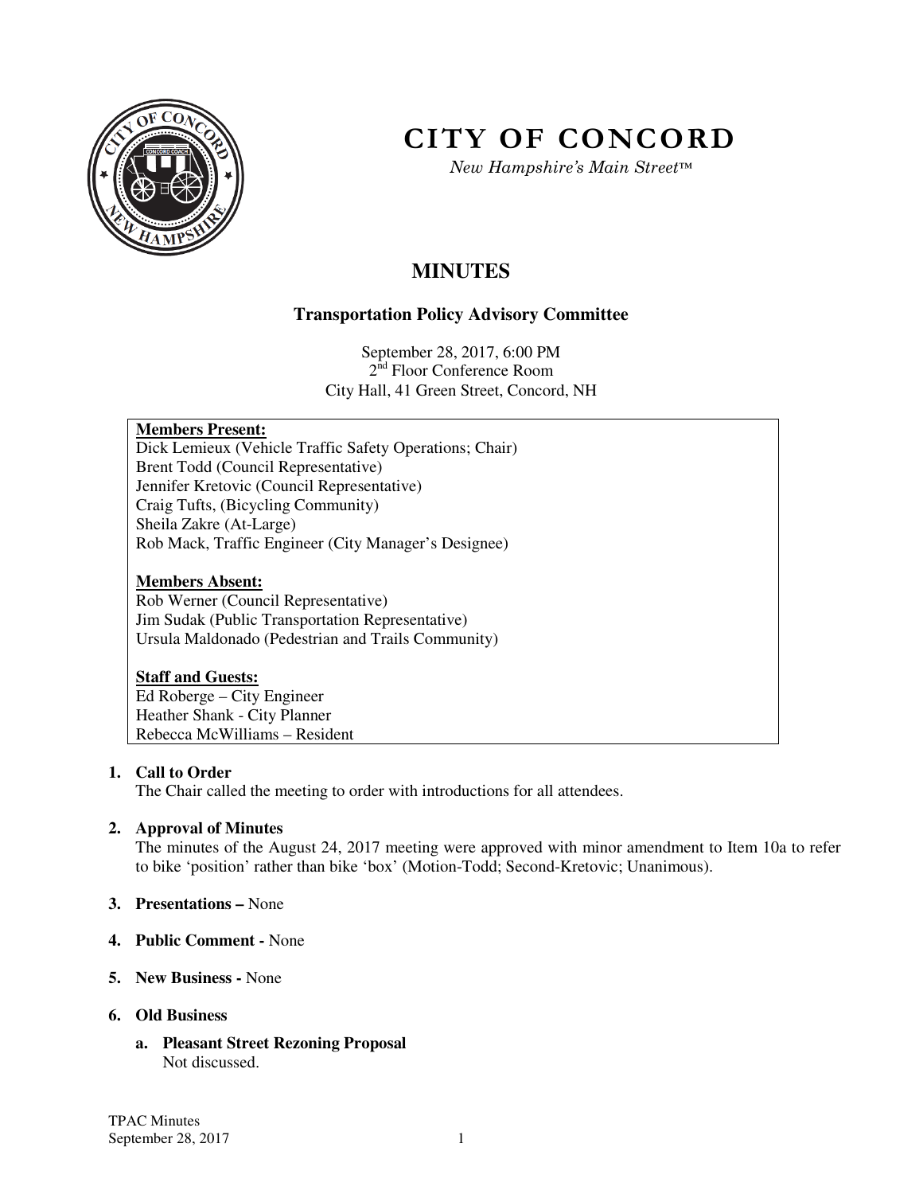# CITY OF CONCORD

*New Hampshire's Main Street™*

## MINUTES

### Transportation Policy Advisory Committee

September 28, 2017, 6:00 PM
2nd Floor Conference Room
City Hall, 41 Green Street, Concord, NH

**Members Present:**
Dick Lemieux (Vehicle Traffic Safety Operations; Chair)
Brent Todd (Council Representative)
Jennifer Kretovic (Council Representative)
Craig Tufts, (Bicycling Community)
Sheila Zakre (At-Large)
Rob Mack, Traffic Engineer (City Manager's Designee)

**Members Absent:**
Rob Werner (Council Representative)
Jim Sudak (Public Transportation Representative)
Ursula Maldonado (Pedestrian and Trails Community)

**Staff and Guests:**
Ed Roberge – City Engineer
Heather Shank - City Planner
Rebecca McWilliams – Resident

1. **Call to Order**
   The Chair called the meeting to order with introductions for all attendees.

2. **Approval of Minutes**
   The minutes of the August 24, 2017 meeting were approved with minor amendment to Item 10a to refer to bike 'position' rather than bike 'box' (Motion-Todd; Second-Kretovic; Unanimous).

3. **Presentations –** None

4. **Public Comment -** None

5. **New Business -** None

6. **Old Business**

   a. **Pleasant Street Rezoning Proposal**
      Not discussed.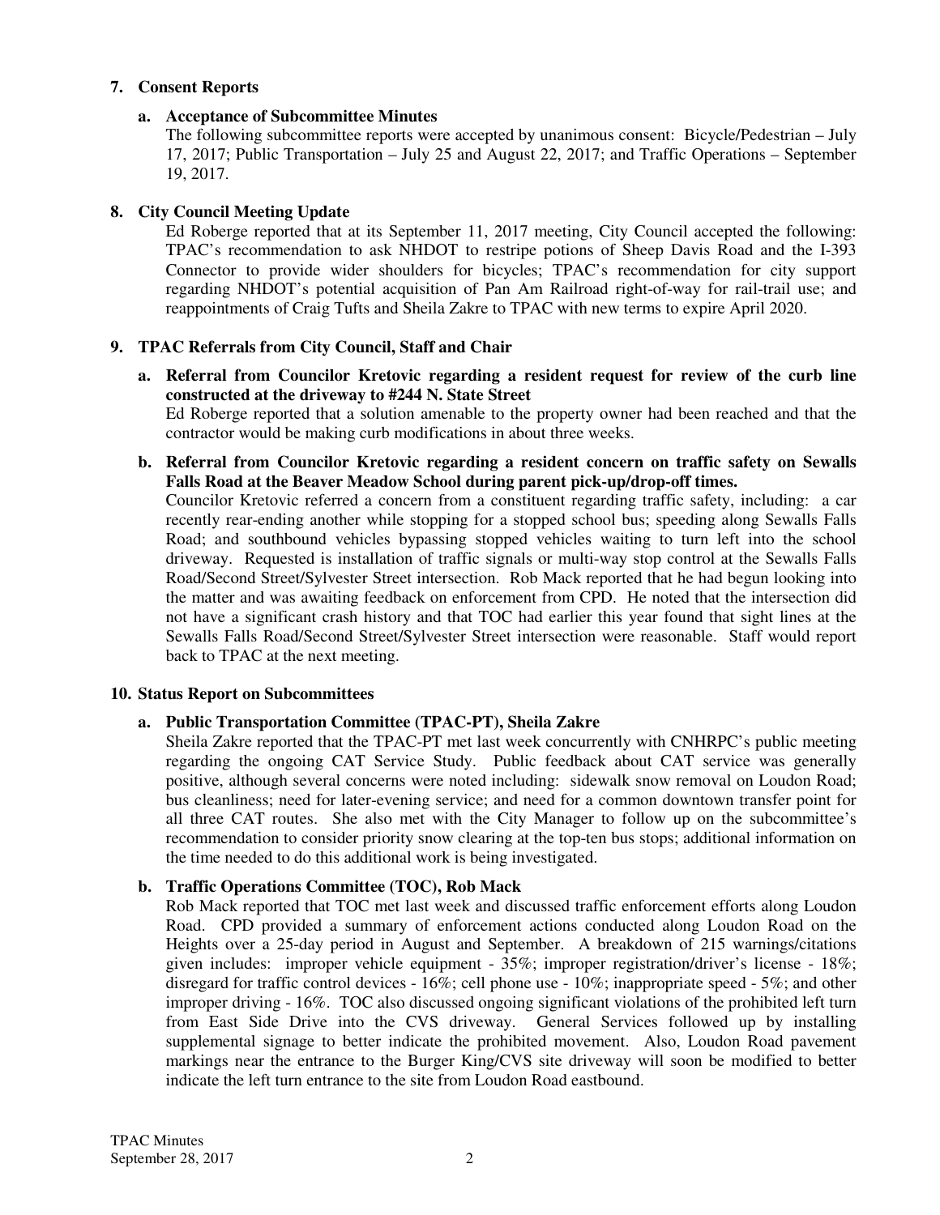## 7. Consent Reports

### a. Acceptance of Subcommittee Minutes

The following subcommittee reports were accepted by unanimous consent: Bicycle/Pedestrian – July 17, 2017; Public Transportation – July 25 and August 22, 2017; and Traffic Operations – September 19, 2017.

## 8. City Council Meeting Update

Ed Roberge reported that at its September 11, 2017 meeting, City Council accepted the following: TPAC's recommendation to ask NHDOT to restripe potions of Sheep Davis Road and the I-393 Connector to provide wider shoulders for bicycles; TPAC's recommendation for city support regarding NHDOT's potential acquisition of Pan Am Railroad right-of-way for rail-trail use; and reappointments of Craig Tufts and Sheila Zakre to TPAC with new terms to expire April 2020.

## 9. TPAC Referrals from City Council, Staff and Chair

### a. Referral from Councilor Kretovic regarding a resident request for review of the curb line constructed at the driveway to #244 N. State Street

Ed Roberge reported that a solution amenable to the property owner had been reached and that the contractor would be making curb modifications in about three weeks.

### b. Referral from Councilor Kretovic regarding a resident concern on traffic safety on Sewalls Falls Road at the Beaver Meadow School during parent pick-up/drop-off times.

Councilor Kretovic referred a concern from a constituent regarding traffic safety, including: a car recently rear-ending another while stopping for a stopped school bus; speeding along Sewalls Falls Road; and southbound vehicles bypassing stopped vehicles waiting to turn left into the school driveway. Requested is installation of traffic signals or multi-way stop control at the Sewalls Falls Road/Second Street/Sylvester Street intersection. Rob Mack reported that he had begun looking into the matter and was awaiting feedback on enforcement from CPD. He noted that the intersection did not have a significant crash history and that TOC had earlier this year found that sight lines at the Sewalls Falls Road/Second Street/Sylvester Street intersection were reasonable. Staff would report back to TPAC at the next meeting.

## 10. Status Report on Subcommittees

### a. Public Transportation Committee (TPAC-PT), Sheila Zakre

Sheila Zakre reported that the TPAC-PT met last week concurrently with CNHRPC's public meeting regarding the ongoing CAT Service Study. Public feedback about CAT service was generally positive, although several concerns were noted including: sidewalk snow removal on Loudon Road; bus cleanliness; need for later-evening service; and need for a common downtown transfer point for all three CAT routes. She also met with the City Manager to follow up on the subcommittee's recommendation to consider priority snow clearing at the top-ten bus stops; additional information on the time needed to do this additional work is being investigated.

### b. Traffic Operations Committee (TOC), Rob Mack

Rob Mack reported that TOC met last week and discussed traffic enforcement efforts along Loudon Road. CPD provided a summary of enforcement actions conducted along Loudon Road on the Heights over a 25-day period in August and September. A breakdown of 215 warnings/citations given includes: improper vehicle equipment - 35%; improper registration/driver's license - 18%; disregard for traffic control devices - 16%; cell phone use - 10%; inappropriate speed - 5%; and other improper driving - 16%. TOC also discussed ongoing significant violations of the prohibited left turn from East Side Drive into the CVS driveway. General Services followed up by installing supplemental signage to better indicate the prohibited movement. Also, Loudon Road pavement markings near the entrance to the Burger King/CVS site driveway will soon be modified to better indicate the left turn entrance to the site from Loudon Road eastbound.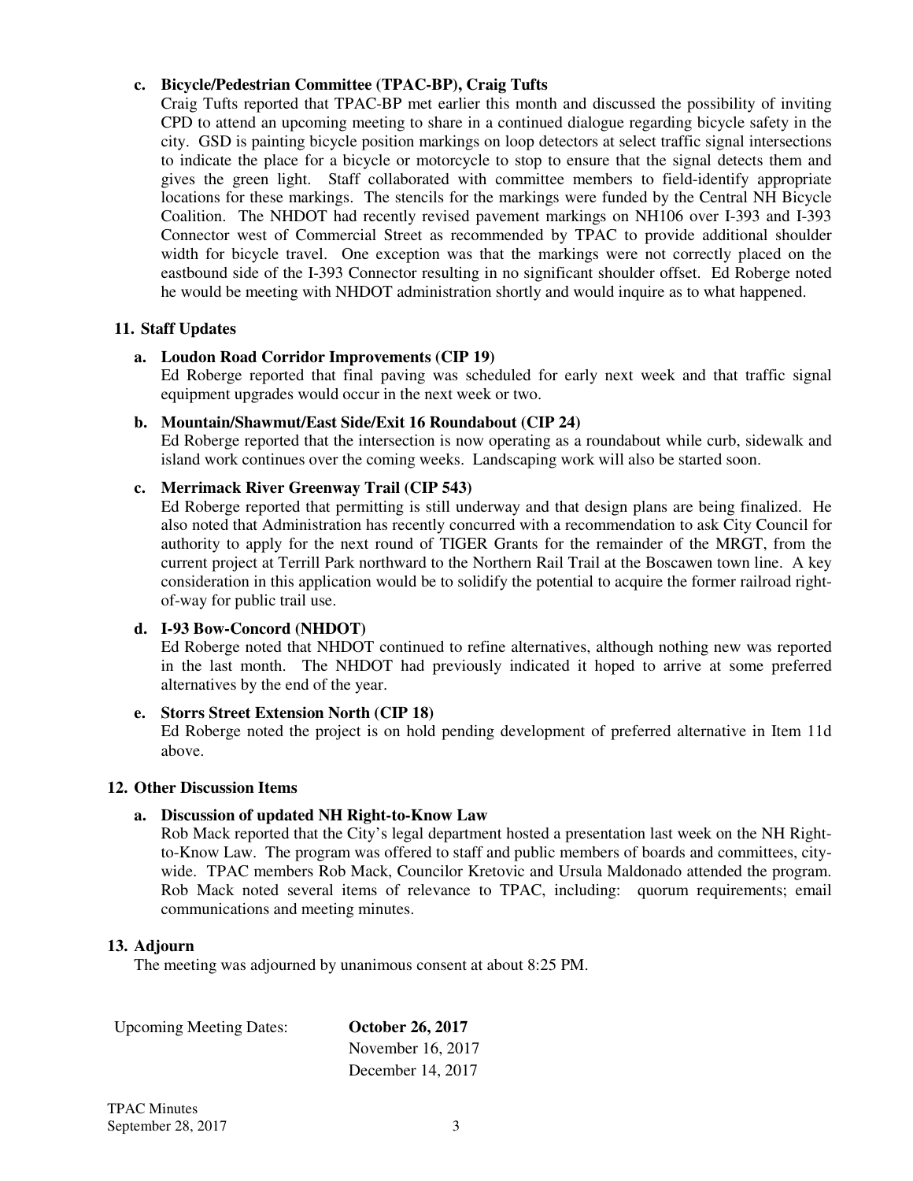**c. Bicycle/Pedestrian Committee (TPAC-BP), Craig Tufts**

Craig Tufts reported that TPAC-BP met earlier this month and discussed the possibility of inviting CPD to attend an upcoming meeting to share in a continued dialogue regarding bicycle safety in the city. GSD is painting bicycle position markings on loop detectors at select traffic signal intersections to indicate the place for a bicycle or motorcycle to stop to ensure that the signal detects them and gives the green light. Staff collaborated with committee members to field-identify appropriate locations for these markings. The stencils for the markings were funded by the Central NH Bicycle Coalition. The NHDOT had recently revised pavement markings on NH106 over I-393 and I-393 Connector west of Commercial Street as recommended by TPAC to provide additional shoulder width for bicycle travel. One exception was that the markings were not correctly placed on the eastbound side of the I-393 Connector resulting in no significant shoulder offset. Ed Roberge noted he would be meeting with NHDOT administration shortly and would inquire as to what happened.

## 11. Staff Updates

**a. Loudon Road Corridor Improvements (CIP 19)**

Ed Roberge reported that final paving was scheduled for early next week and that traffic signal equipment upgrades would occur in the next week or two.

**b. Mountain/Shawmut/East Side/Exit 16 Roundabout (CIP 24)**

Ed Roberge reported that the intersection is now operating as a roundabout while curb, sidewalk and island work continues over the coming weeks. Landscaping work will also be started soon.

**c. Merrimack River Greenway Trail (CIP 543)**

Ed Roberge reported that permitting is still underway and that design plans are being finalized. He also noted that Administration has recently concurred with a recommendation to ask City Council for authority to apply for the next round of TIGER Grants for the remainder of the MRGT, from the current project at Terrill Park northward to the Northern Rail Trail at the Boscawen town line. A key consideration in this application would be to solidify the potential to acquire the former railroad right-of-way for public trail use.

**d. I-93 Bow-Concord (NHDOT)**

Ed Roberge noted that NHDOT continued to refine alternatives, although nothing new was reported in the last month. The NHDOT had previously indicated it hoped to arrive at some preferred alternatives by the end of the year.

**e. Storrs Street Extension North (CIP 18)**

Ed Roberge noted the project is on hold pending development of preferred alternative in Item 11d above.

## 12. Other Discussion Items

**a. Discussion of updated NH Right-to-Know Law**

Rob Mack reported that the City's legal department hosted a presentation last week on the NH Right-to-Know Law. The program was offered to staff and public members of boards and committees, city-wide. TPAC members Rob Mack, Councilor Kretovic and Ursula Maldonado attended the program. Rob Mack noted several items of relevance to TPAC, including: quorum requirements; email communications and meeting minutes.

## 13. Adjourn

The meeting was adjourned by unanimous consent at about 8:25 PM.

Upcoming Meeting Dates: **October 26, 2017**
November 16, 2017
December 14, 2017